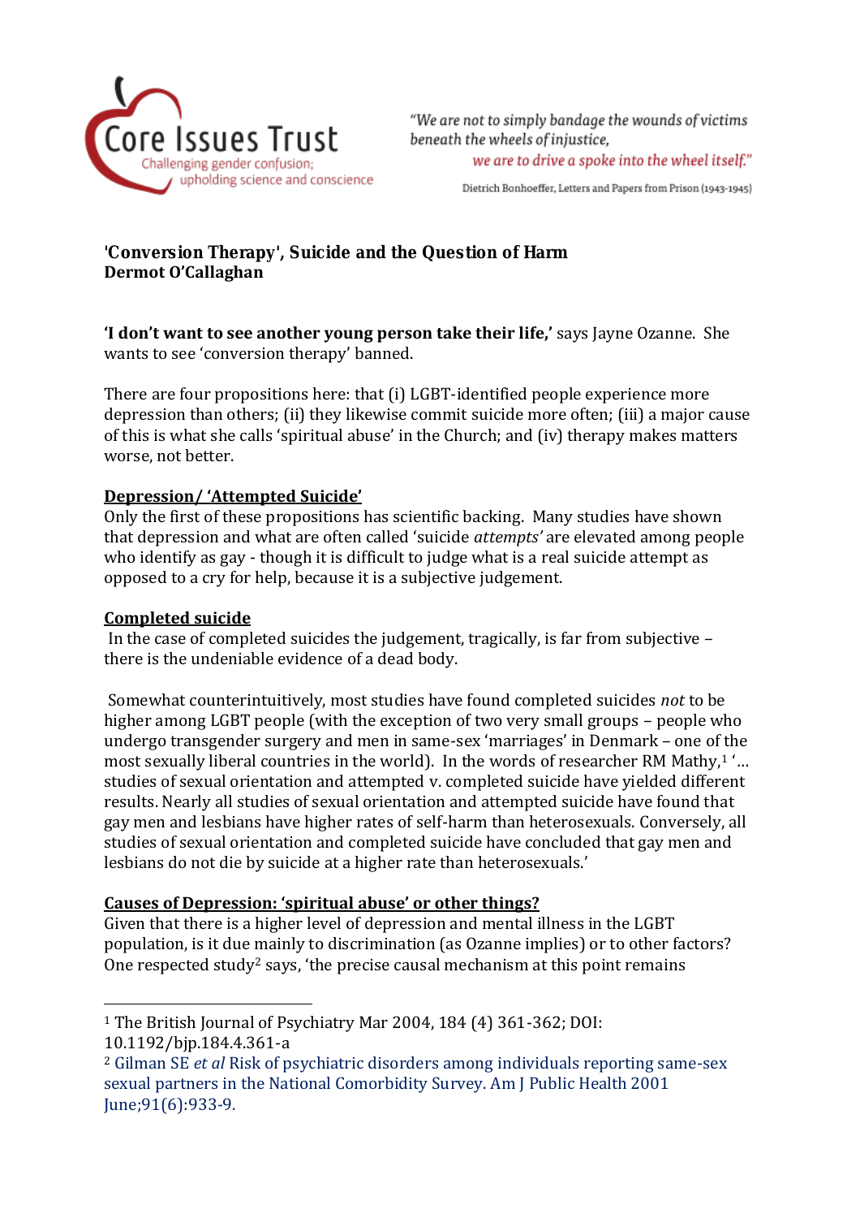Core Issues Trust
Challenging gender confusion; upholding science and conscience

*"We are not to simply bandage the wounds of victims beneath the wheels of injustice, we are to drive a spoke into the wheel itself."*

Dietrich Bonhoeffer, Letters and Papers from Prison (1943-1945)

**'Conversion Therapy', Suicide and the Question of Harm**
**Dermot O'Callaghan**

**'I don't want to see another young person take their life,'** says Jayne Ozanne. She wants to see 'conversion therapy' banned.

There are four propositions here: that (i) LGBT-identified people experience more depression than others; (ii) they likewise commit suicide more often; (iii) a major cause of this is what she calls 'spiritual abuse' in the Church; and (iv) therapy makes matters worse, not better.

## Depression/ 'Attempted Suicide'

Only the first of these propositions has scientific backing. Many studies have shown that depression and what are often called 'suicide *attempts*' are elevated among people who identify as gay - though it is difficult to judge what is a real suicide attempt as opposed to a cry for help, because it is a subjective judgement.

## Completed suicide

In the case of completed suicides the judgement, tragically, is far from subjective – there is the undeniable evidence of a dead body.

Somewhat counterintuitively, most studies have found completed suicides *not* to be higher among LGBT people (with the exception of two very small groups – people who undergo transgender surgery and men in same-sex 'marriages' in Denmark – one of the most sexually liberal countries in the world). In the words of researcher RM Mathy,[1] '… studies of sexual orientation and attempted v. completed suicide have yielded different results. Nearly all studies of sexual orientation and attempted suicide have found that gay men and lesbians have higher rates of self-harm than heterosexuals. Conversely, all studies of sexual orientation and completed suicide have concluded that gay men and lesbians do not die by suicide at a higher rate than heterosexuals.'

## Causes of Depression: 'spiritual abuse' or other things?

Given that there is a higher level of depression and mental illness in the LGBT population, is it due mainly to discrimination (as Ozanne implies) or to other factors? One respected study[2] says, 'the precise causal mechanism at this point remains

---

[1] The British Journal of Psychiatry Mar 2004, 184 (4) 361-362; DOI: 10.1192/bjp.184.4.361-a

[2] Gilman SE *et al* Risk of psychiatric disorders among individuals reporting same-sex sexual partners in the National Comorbidity Survey. Am J Public Health 2001 June;91(6):933-9.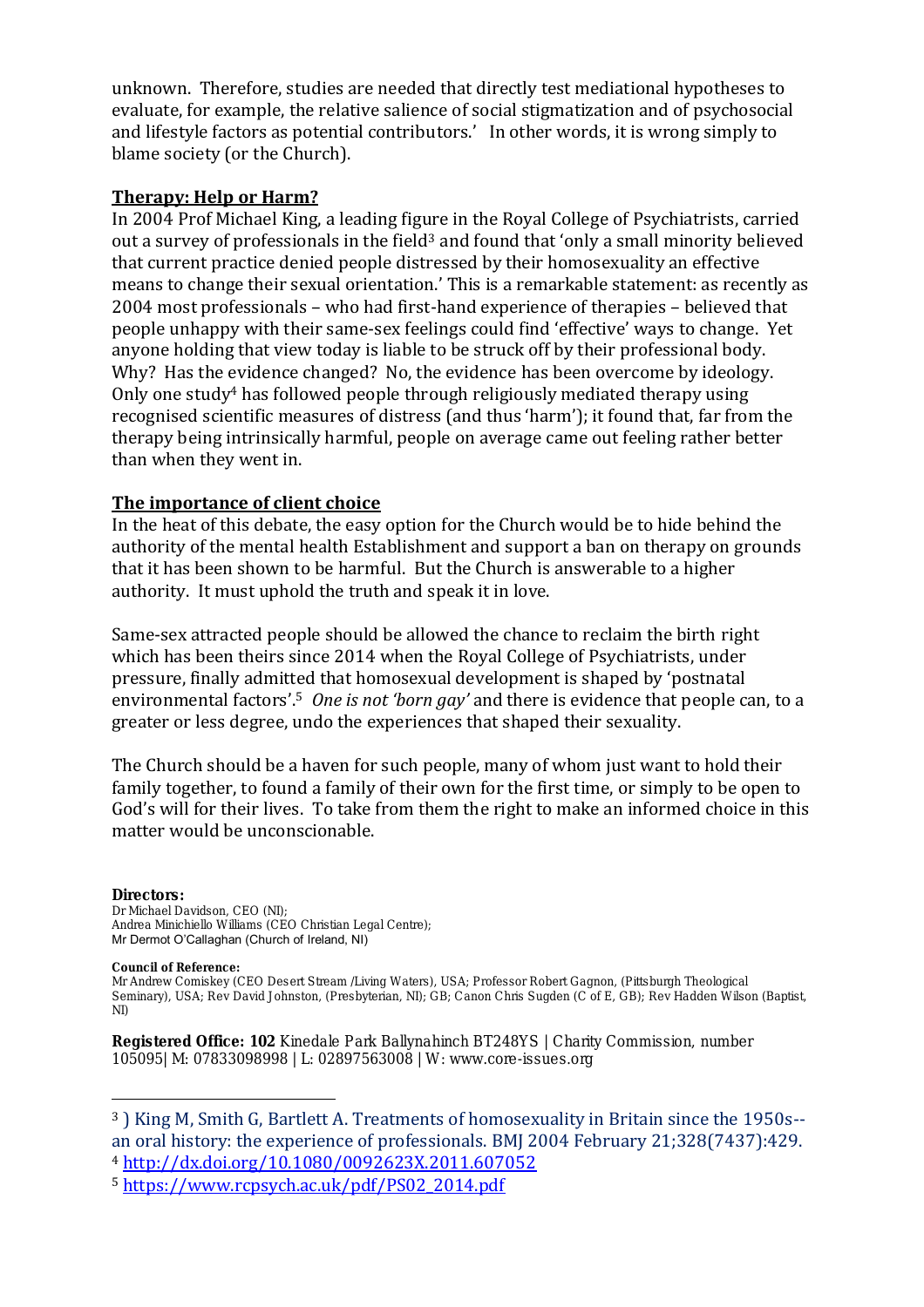unknown. Therefore, studies are needed that directly test mediational hypotheses to evaluate, for example, the relative salience of social stigmatization and of psychosocial and lifestyle factors as potential contributors.' In other words, it is wrong simply to blame society (or the Church).

## Therapy: Help or Harm?

In 2004 Prof Michael King, a leading figure in the Royal College of Psychiatrists, carried out a survey of professionals in the field[3] and found that 'only a small minority believed that current practice denied people distressed by their homosexuality an effective means to change their sexual orientation.' This is a remarkable statement: as recently as 2004 most professionals – who had first-hand experience of therapies – believed that people unhappy with their same-sex feelings could find 'effective' ways to change. Yet anyone holding that view today is liable to be struck off by their professional body. Why? Has the evidence changed? No, the evidence has been overcome by ideology. Only one study[4] has followed people through religiously mediated therapy using recognised scientific measures of distress (and thus 'harm'); it found that, far from the therapy being intrinsically harmful, people on average came out feeling rather better than when they went in.

## The importance of client choice

In the heat of this debate, the easy option for the Church would be to hide behind the authority of the mental health Establishment and support a ban on therapy on grounds that it has been shown to be harmful. But the Church is answerable to a higher authority. It must uphold the truth and speak it in love.

Same-sex attracted people should be allowed the chance to reclaim the birth right which has been theirs since 2014 when the Royal College of Psychiatrists, under pressure, finally admitted that homosexual development is shaped by 'postnatal environmental factors'.[5] *One is not 'born gay'* and there is evidence that people can, to a greater or less degree, undo the experiences that shaped their sexuality.

The Church should be a haven for such people, many of whom just want to hold their family together, to found a family of their own for the first time, or simply to be open to God's will for their lives. To take from them the right to make an informed choice in this matter would be unconscionable.

**Directors:**
Dr Michael Davidson, CEO (NI);
Andrea Minichiello Williams (CEO Christian Legal Centre);
Mr Dermot O'Callaghan (Church of Ireland, NI)

**Council of Reference:**
Mr Andrew Comiskey (CEO Desert Stream /Living Waters), USA; Professor Robert Gagnon, (Pittsburgh Theological Seminary), USA; Rev David Johnston, (Presbyterian, NI); GB; Canon Chris Sugden (C of E, GB); Rev Hadden Wilson (Baptist, NI)

**Registered Office: 102** Kinedale Park Ballynahinch BT248YS | Charity Commission, number 105095| M: 07833098998 | L: 02897563008 | W: www.core-issues.org

---

[3] ) King M, Smith G, Bartlett A. Treatments of homosexuality in Britain since the 1950s--an oral history: the experience of professionals. BMJ 2004 February 21;328(7437):429.

[4] http://dx.doi.org/10.1080/0092623X.2011.607052

[5] https://www.rcpsych.ac.uk/pdf/PS02_2014.pdf